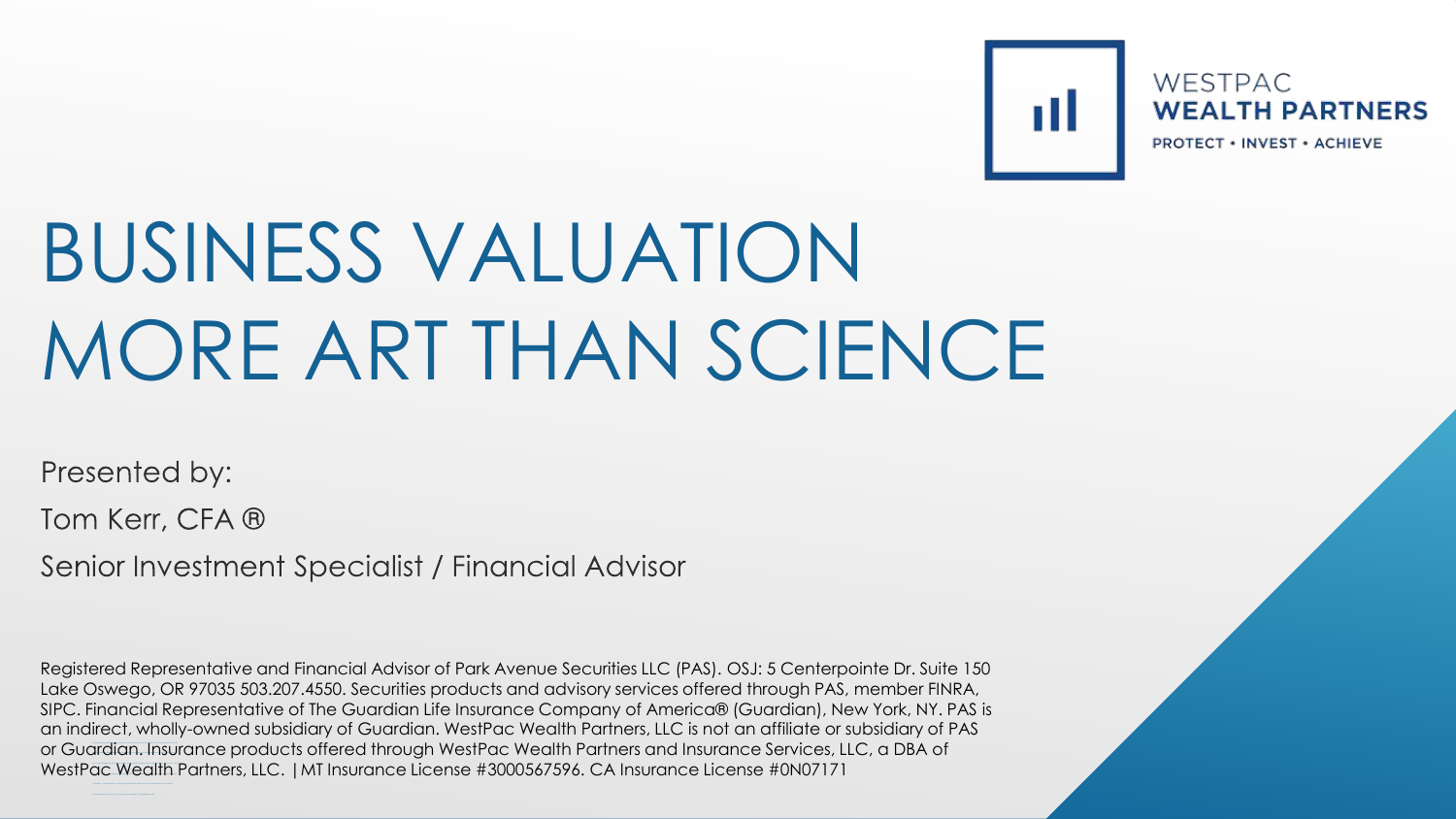WESTPAC
**WEALTH PARTNERS**
PROTECT • INVEST • ACHIEVE

# BUSINESS VALUATION MORE ART THAN SCIENCE

Presented by:

Tom Kerr, CFA ®

Senior Investment Specialist / Financial Advisor

Registered Representative and Financial Advisor of Park Avenue Securities LLC (PAS). OSJ: 5 Centerpointe Dr. Suite 150 Lake Oswego, OR 97035 503.207.4550. Securities products and advisory services offered through PAS, member FINRA, SIPC. Financial Representative of The Guardian Life Insurance Company of America® (Guardian), New York, NY. PAS is an indirect, wholly-owned subsidiary of Guardian. WestPac Wealth Partners, LLC is not an affiliate or subsidiary of PAS or Guardian. Insurance products offered through WestPac Wealth Partners and Insurance Services, LLC, a DBA of WestPac Wealth Partners, LLC. | MT Insurance License #3000567596. CA Insurance License #0N07171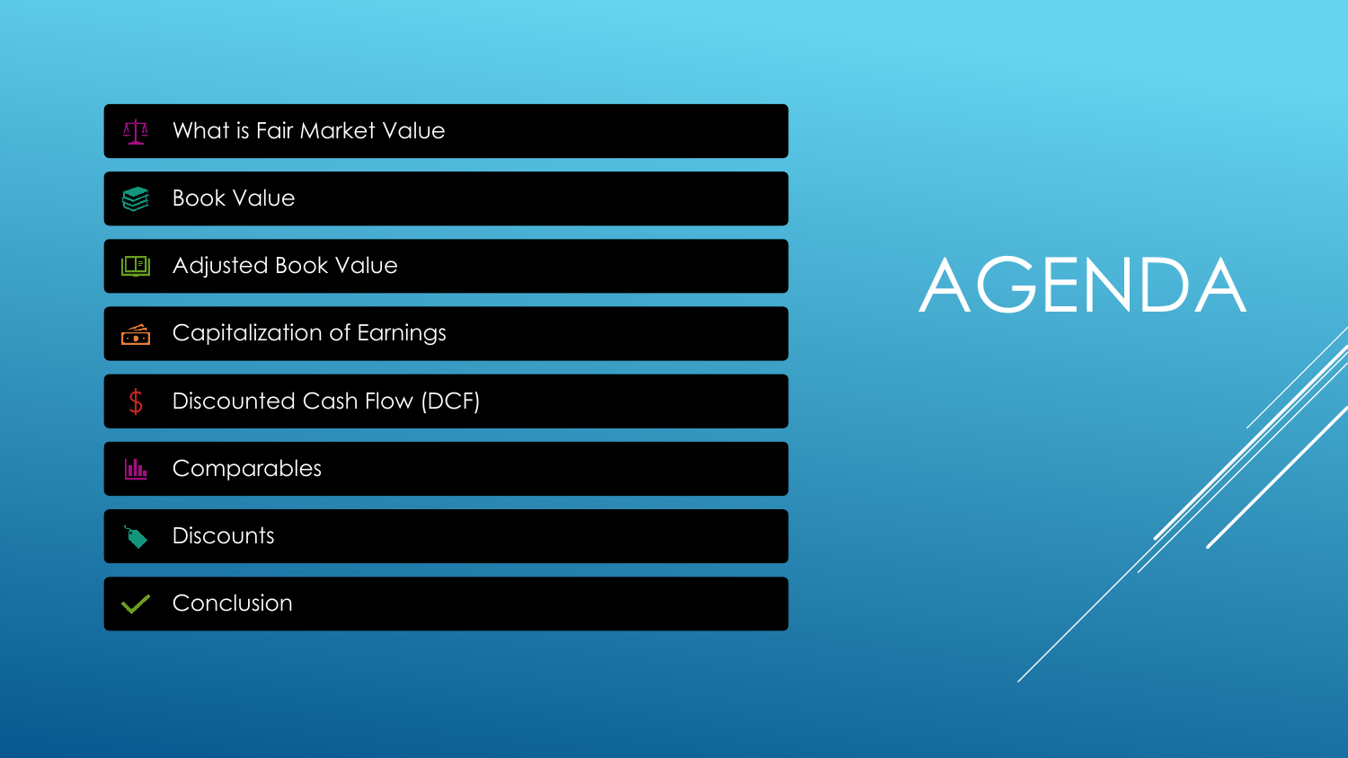# AGENDA

- What is Fair Market Value
- Book Value
- Adjusted Book Value
- Capitalization of Earnings
- Discounted Cash Flow (DCF)
- Comparables
- Discounts
- Conclusion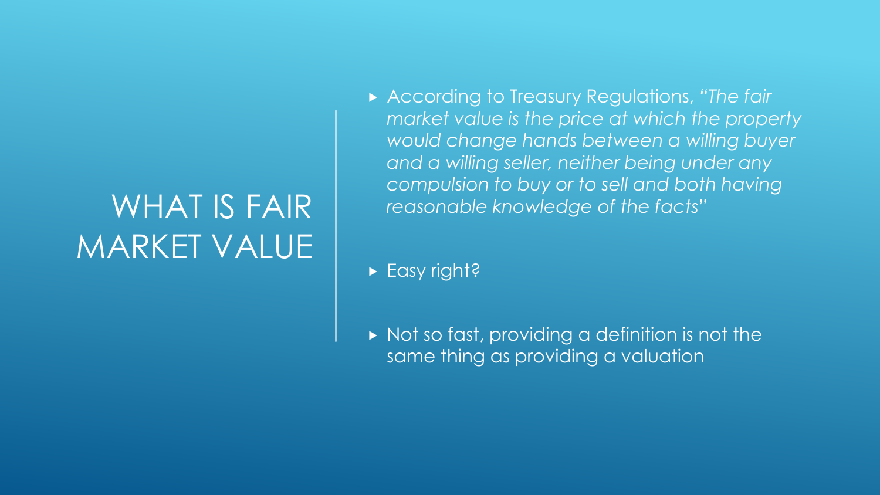# WHAT IS FAIR MARKET VALUE

- According to Treasury Regulations, *"The fair market value is the price at which the property would change hands between a willing buyer and a willing seller, neither being under any compulsion to buy or to sell and both having reasonable knowledge of the facts"*

- Easy right?

- Not so fast, providing a definition is not the same thing as providing a valuation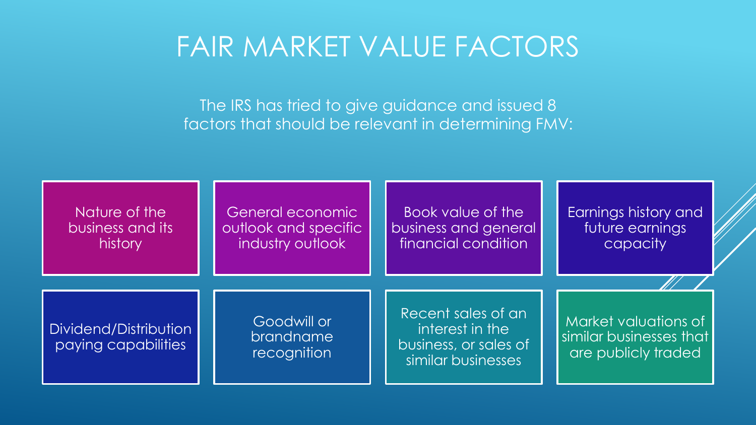# FAIR MARKET VALUE FACTORS

The IRS has tried to give guidance and issued 8 factors that should be relevant in determining FMV:

- Nature of the business and its history
- General economic outlook and specific industry outlook
- Book value of the business and general financial condition
- Earnings history and future earnings capacity
- Dividend/Distribution paying capabilities
- Goodwill or brandname recognition
- Recent sales of an interest in the business, or sales of similar businesses
- Market valuations of similar businesses that are publicly traded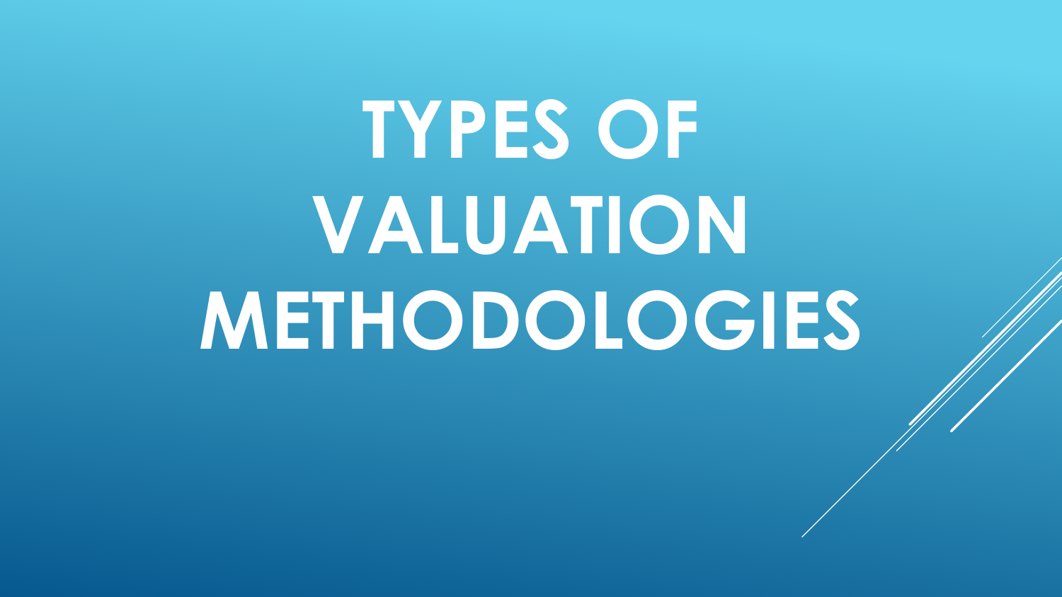# TYPES OF VALUATION METHODOLOGIES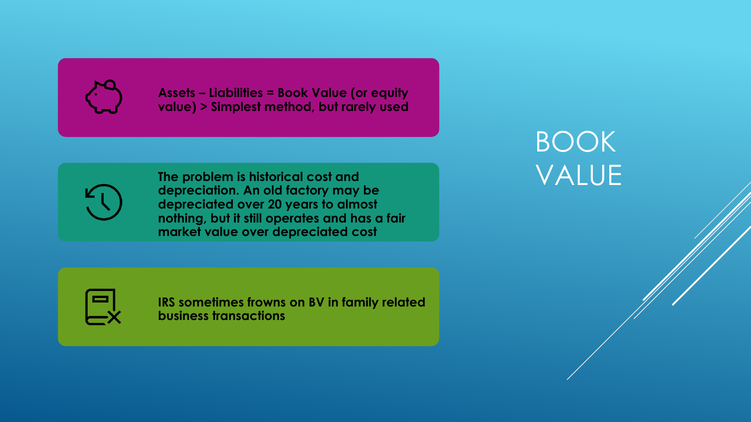# BOOK VALUE

- Assets – Liabilities = Book Value (or equity value) > Simplest method, but rarely used

- The problem is historical cost and depreciation. An old factory may be depreciated over 20 years to almost nothing, but it still operates and has a fair market value over depreciated cost

- IRS sometimes frowns on BV in family related business transactions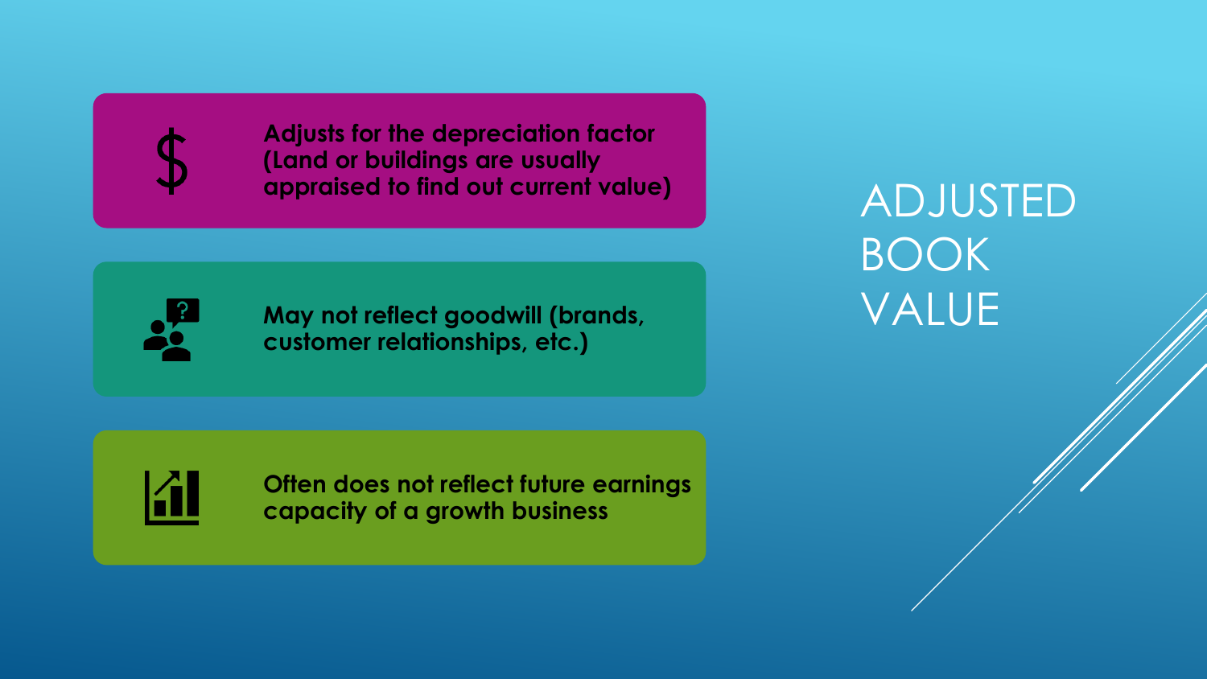# ADJUSTED BOOK VALUE

- Adjusts for the depreciation factor (Land or buildings are usually appraised to find out current value)
- May not reflect goodwill (brands, customer relationships, etc.)
- Often does not reflect future earnings capacity of a growth business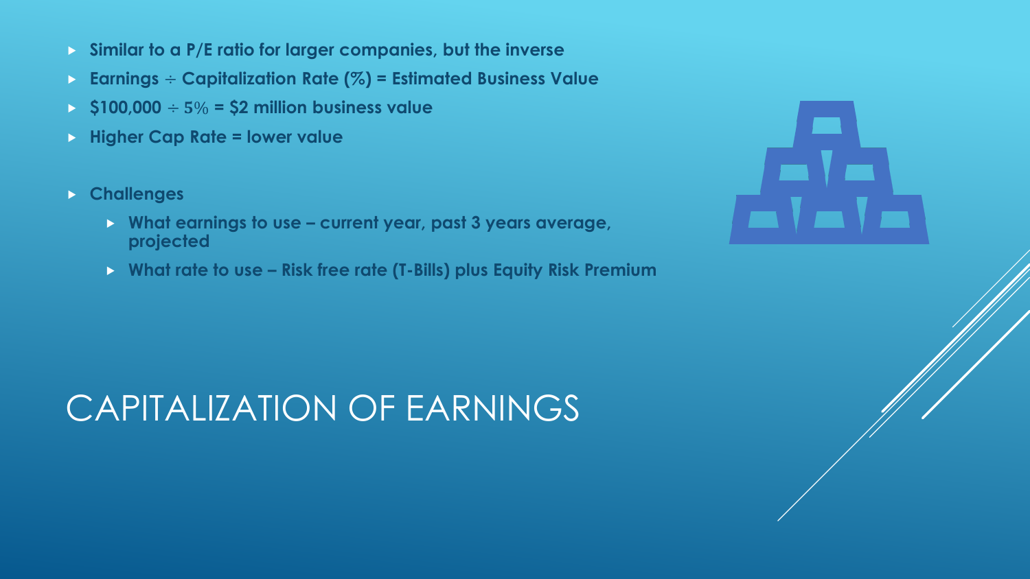# CAPITALIZATION OF EARNINGS

- **Similar to a P/E ratio for larger companies, but the inverse**
- **Earnings $\div$ Capitalization Rate (%) = Estimated Business Value**
- **\$100,000 $\div$ 5% = \$2 million business value**
- **Higher Cap Rate = lower value**

- **Challenges**
  - **What earnings to use – current year, past 3 years average, projected**
  - **What rate to use – Risk free rate (T-Bills) plus Equity Risk Premium**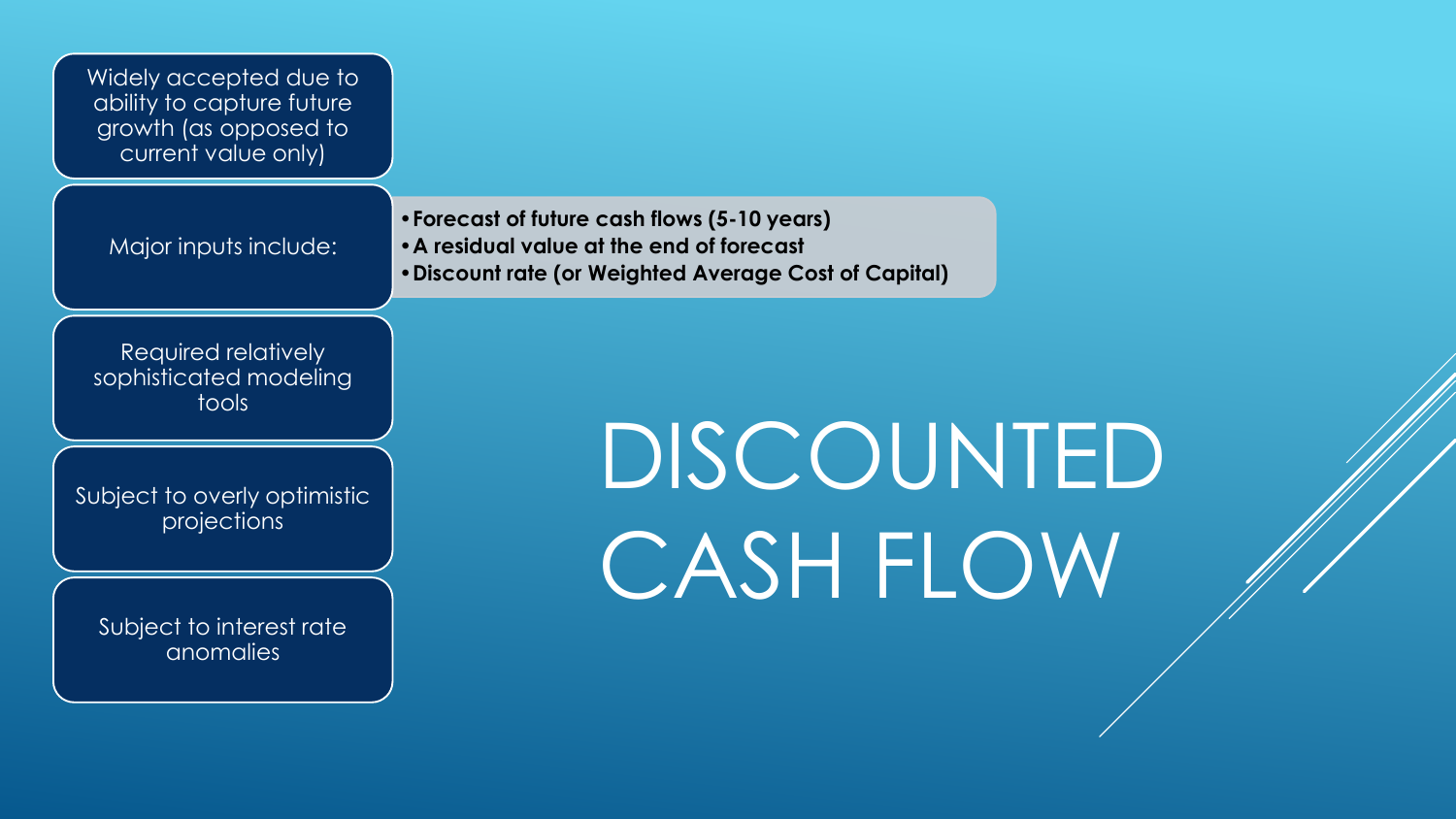# DISCOUNTED CASH FLOW

- Widely accepted due to ability to capture future growth (as opposed to current value only)
- Major inputs include:
  - **Forecast of future cash flows (5-10 years)**
  - **A residual value at the end of forecast**
  - **Discount rate (or Weighted Average Cost of Capital)**
- Required relatively sophisticated modeling tools
- Subject to overly optimistic projections
- Subject to interest rate anomalies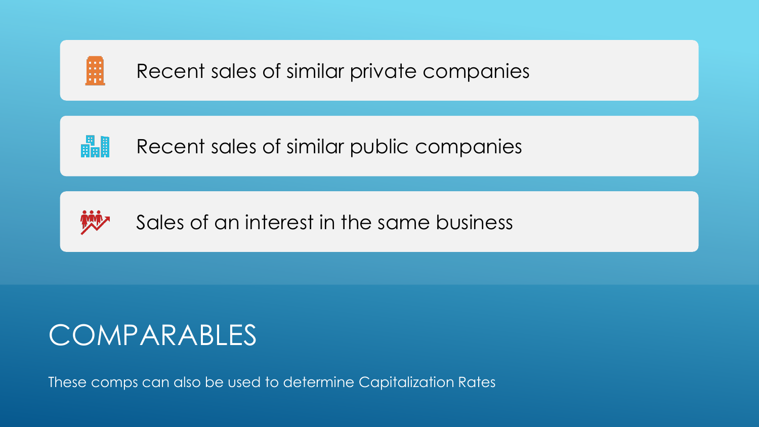- Recent sales of similar private companies
- Recent sales of similar public companies
- Sales of an interest in the same business

# COMPARABLES

These comps can also be used to determine Capitalization Rates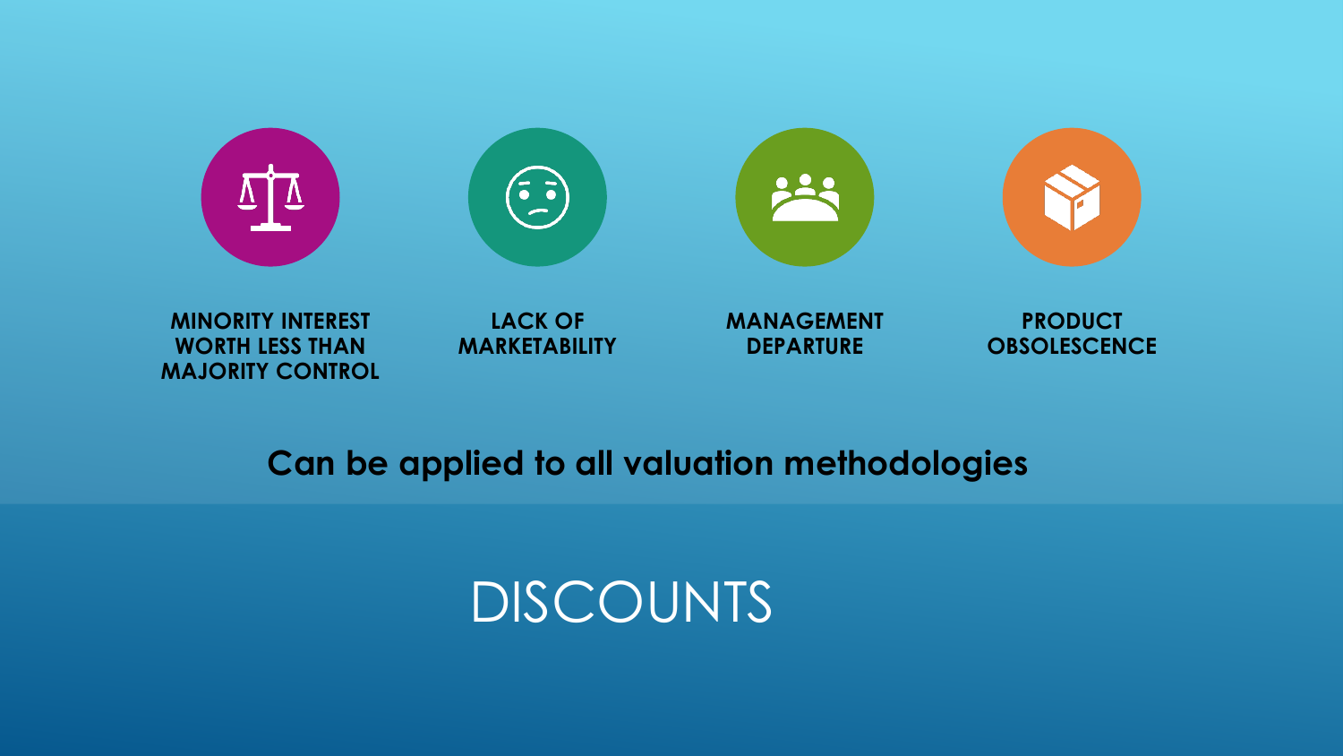**MINORITY INTEREST WORTH LESS THAN MAJORITY CONTROL**

**LACK OF MARKETABILITY**

**MANAGEMENT DEPARTURE**

**PRODUCT OBSOLESCENCE**

**Can be applied to all valuation methodologies**

# DISCOUNTS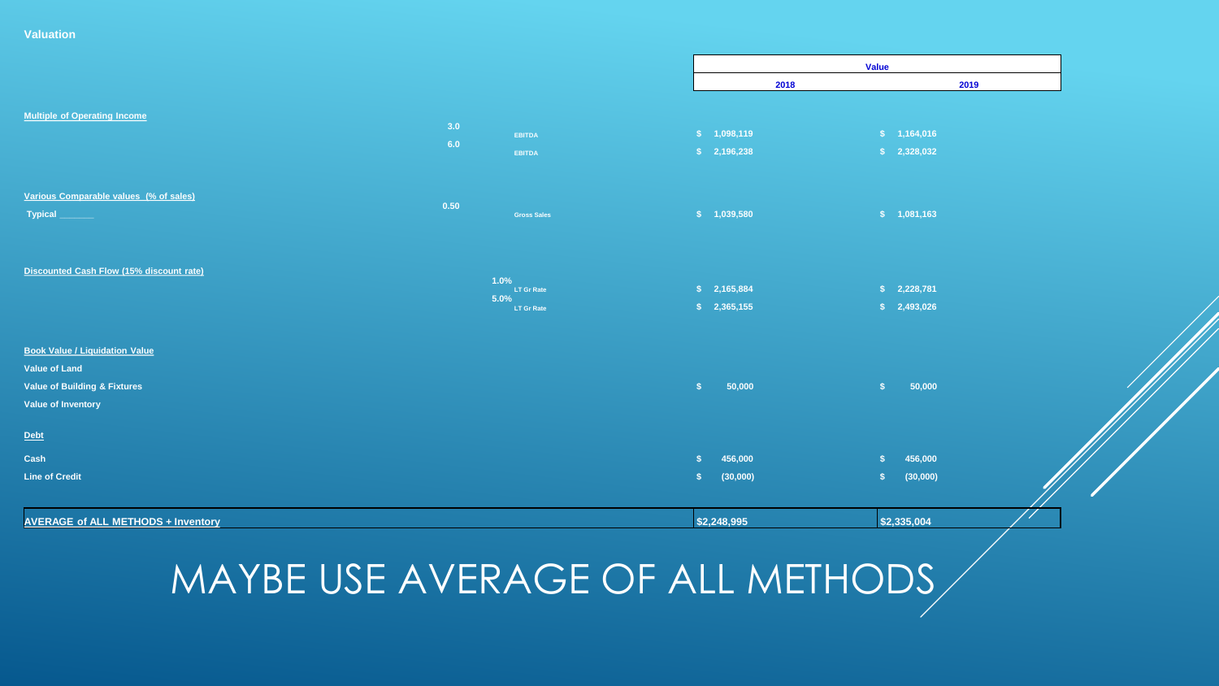# Valuation

| | | | Value | |
|---|---|---|---|---|
| | | | 2018 | 2019 |
| **Multiple of Operating Income** | | | | |
| | 3.0 | EBITDA | $ 1,098,119 | $ 1,164,016 |
| | 6.0 | EBITDA | $ 2,196,238 | $ 2,328,032 |
| **Various Comparable values (% of sales)** | | | | |
| Typical _______ | 0.50 | Gross Sales | $ 1,039,580 | $ 1,081,163 |
| **Discounted Cash Flow (15% discount rate)** | | | | |
| | 1.0% | LT Gr Rate | $ 2,165,884 | $ 2,228,781 |
| | 5.0% | LT Gr Rate | $ 2,365,155 | $ 2,493,026 |
| **Book Value / Liquidation Value** | | | | |
| Value of Land | | | | |
| Value of Building & Fixtures | | | $ 50,000 | $ 50,000 |
| Value of Inventory | | | | |
| **Debt** | | | | |
| Cash | | | $ 456,000 | $ 456,000 |
| Line of Credit | | | $ (30,000) | $ (30,000) |
| **AVERAGE of ALL METHODS + Inventory** | | | $2,248,995 | $2,335,004 |

# MAYBE USE AVERAGE OF ALL METHODS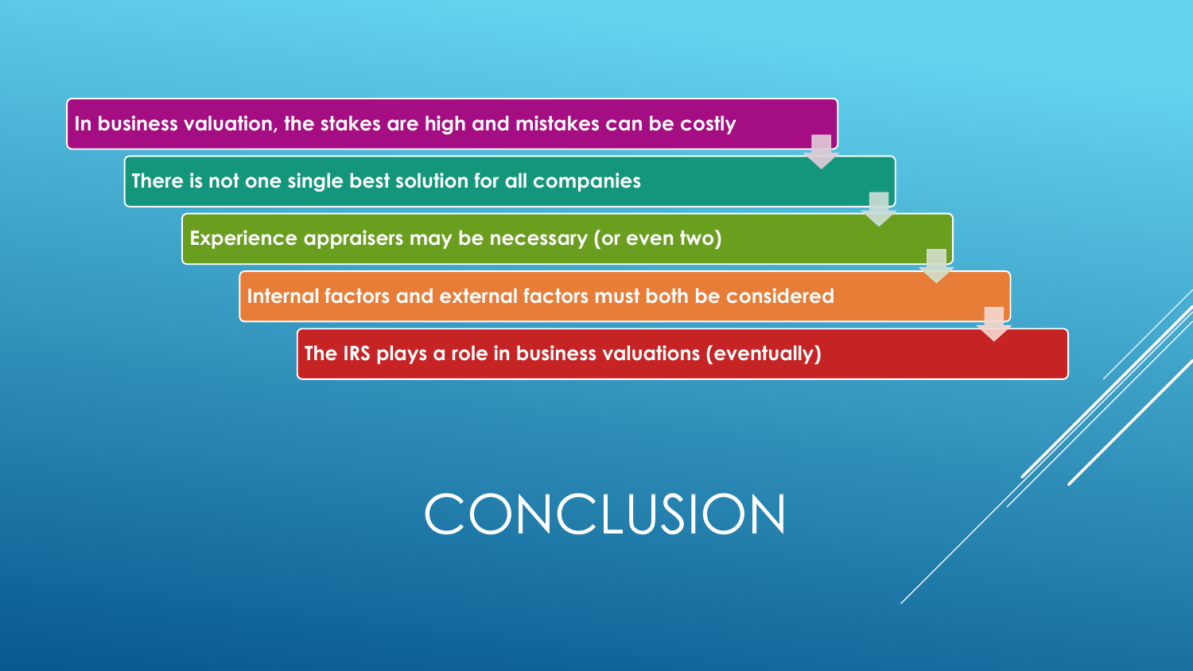# CONCLUSION

- In business valuation, the stakes are high and mistakes can be costly
- There is not one single best solution for all companies
- Experience appraisers may be necessary (or even two)
- Internal factors and external factors must both be considered
- The IRS plays a role in business valuations (eventually)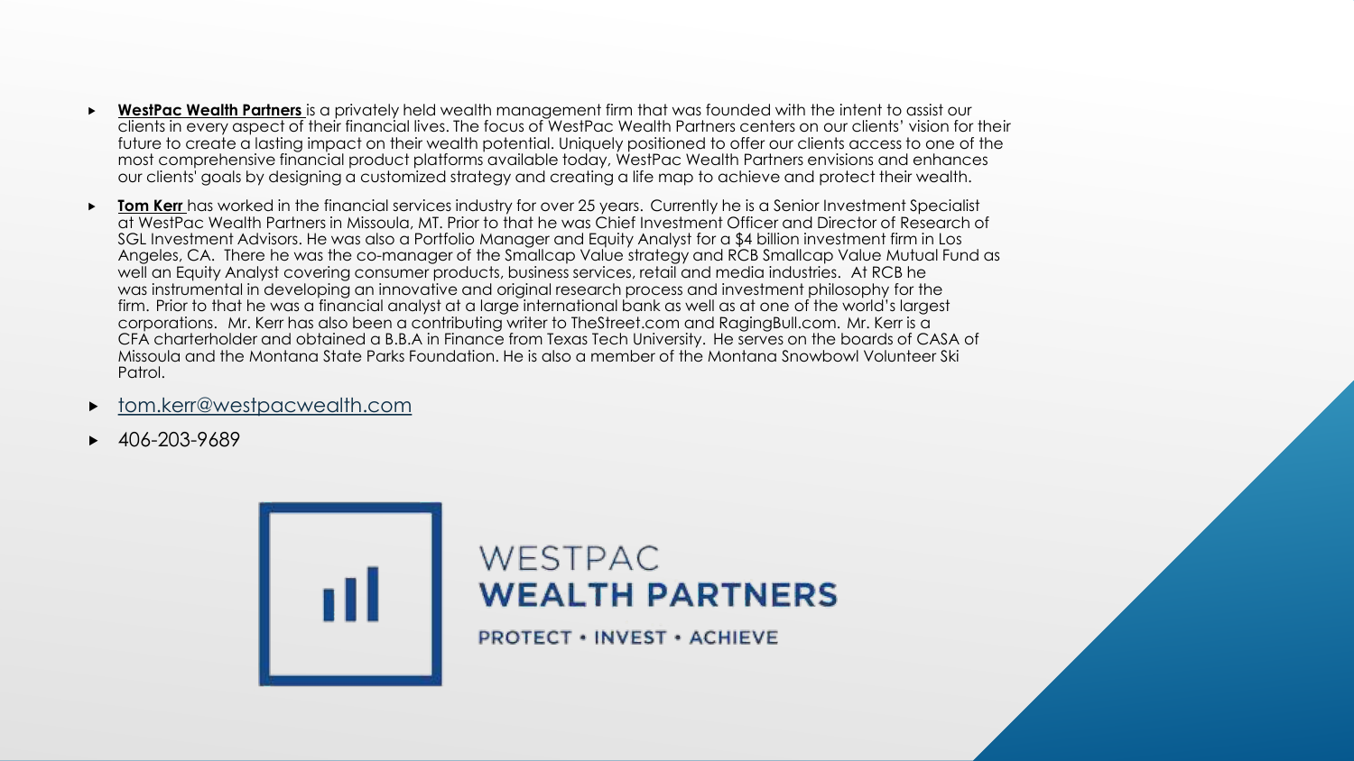- **WestPac Wealth Partners** is a privately held wealth management firm that was founded with the intent to assist our clients in every aspect of their financial lives. The focus of WestPac Wealth Partners centers on our clients' vision for their future to create a lasting impact on their wealth potential. Uniquely positioned to offer our clients access to one of the most comprehensive financial product platforms available today, WestPac Wealth Partners envisions and enhances our clients' goals by designing a customized strategy and creating a life map to achieve and protect their wealth.
- **Tom Kerr** has worked in the financial services industry for over 25 years. Currently he is a Senior Investment Specialist at WestPac Wealth Partners in Missoula, MT. Prior to that he was Chief Investment Officer and Director of Research of SGL Investment Advisors. He was also a Portfolio Manager and Equity Analyst for a $4 billion investment firm in Los Angeles, CA. There he was the co-manager of the Smallcap Value strategy and RCB Smallcap Value Mutual Fund as well an Equity Analyst covering consumer products, business services, retail and media industries. At RCB he was instrumental in developing an innovative and original research process and investment philosophy for the firm. Prior to that he was a financial analyst at a large international bank as well as at one of the world's largest corporations. Mr. Kerr has also been a contributing writer to TheStreet.com and RagingBull.com. Mr. Kerr is a CFA charterholder and obtained a B.B.A in Finance from Texas Tech University. He serves on the boards of CASA of Missoula and the Montana State Parks Foundation. He is also a member of the Montana Snowbowl Volunteer Ski Patrol.
- tom.kerr@westpacwealth.com
- 406-203-9689

WESTPAC
**WEALTH PARTNERS**

PROTECT • INVEST • ACHIEVE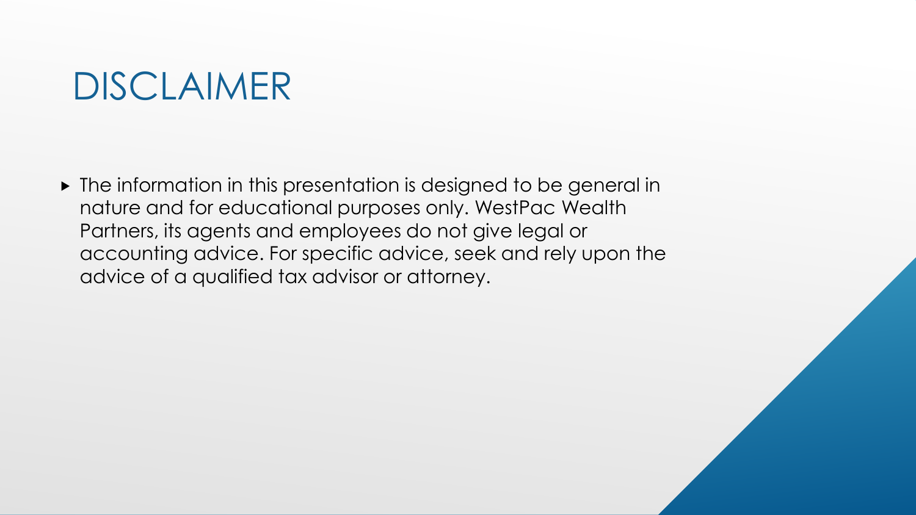# DISCLAIMER

- The information in this presentation is designed to be general in nature and for educational purposes only. WestPac Wealth Partners, its agents and employees do not give legal or accounting advice. For specific advice, seek and rely upon the advice of a qualified tax advisor or attorney.